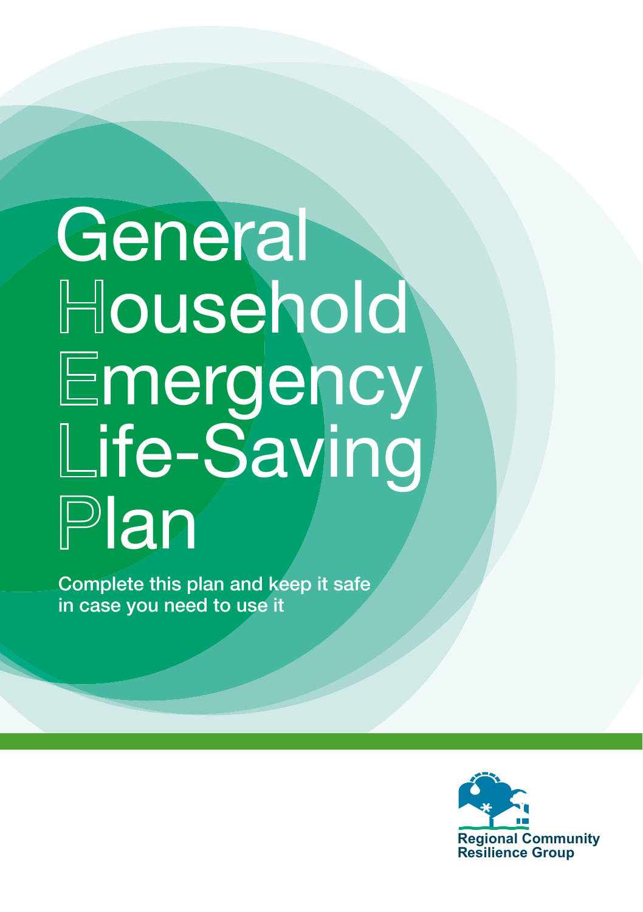# General Household Emergency Life-Saving Plan

Complete this plan and keep it safe in case you need to use it

Regional Community Resilience Group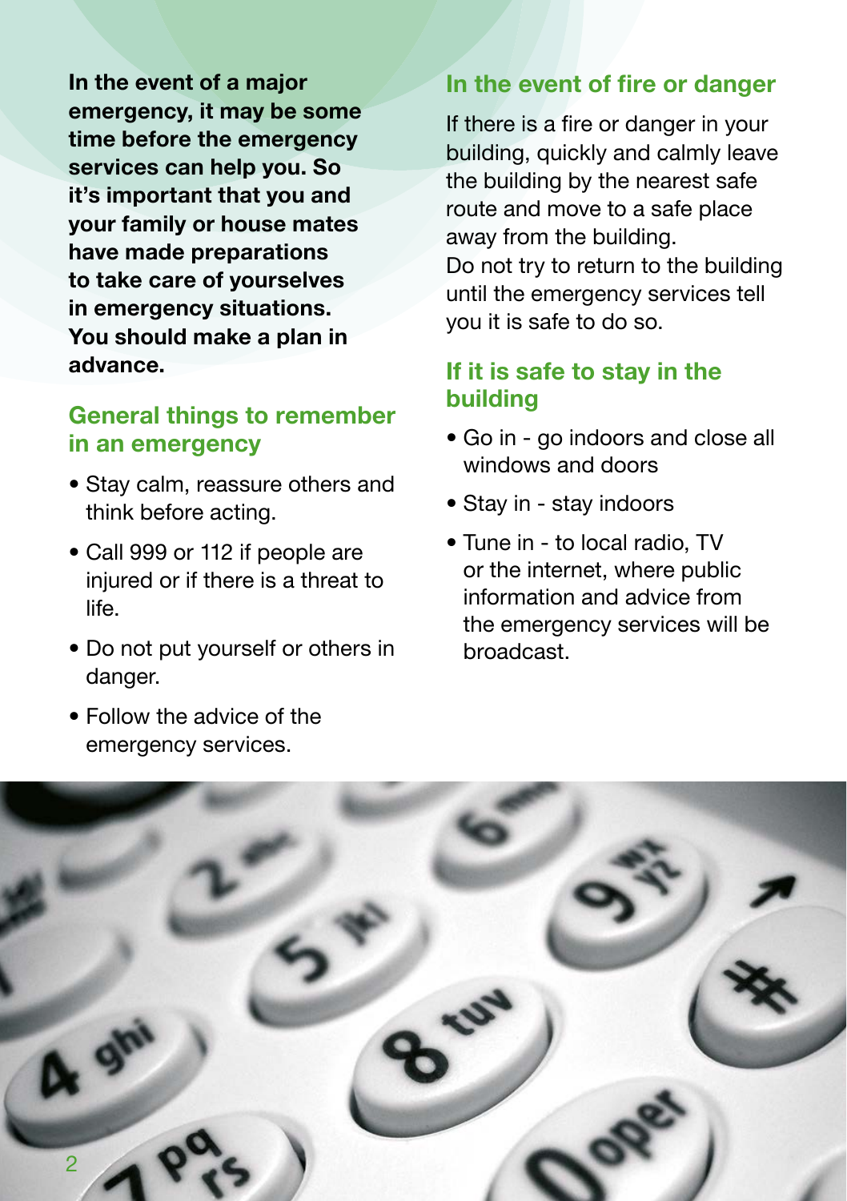**In the event of a major emergency, it may be some time before the emergency services can help you. So it's important that you and your family or house mates have made preparations to take care of yourselves in emergency situations. You should make a plan in advance.**

## General things to remember in an emergency

- Stay calm, reassure others and think before acting.
- Call 999 or 112 if people are injured or if there is a threat to life.
- Do not put yourself or others in danger.
- Follow the advice of the emergency services.

## In the event of fire or danger

If there is a fire or danger in your building, quickly and calmly leave the building by the nearest safe route and move to a safe place away from the building.
Do not try to return to the building until the emergency services tell you it is safe to do so.

## If it is safe to stay in the building

- Go in - go indoors and close all windows and doors
- Stay in - stay indoors
- Tune in - to local radio, TV or the internet, where public information and advice from the emergency services will be broadcast.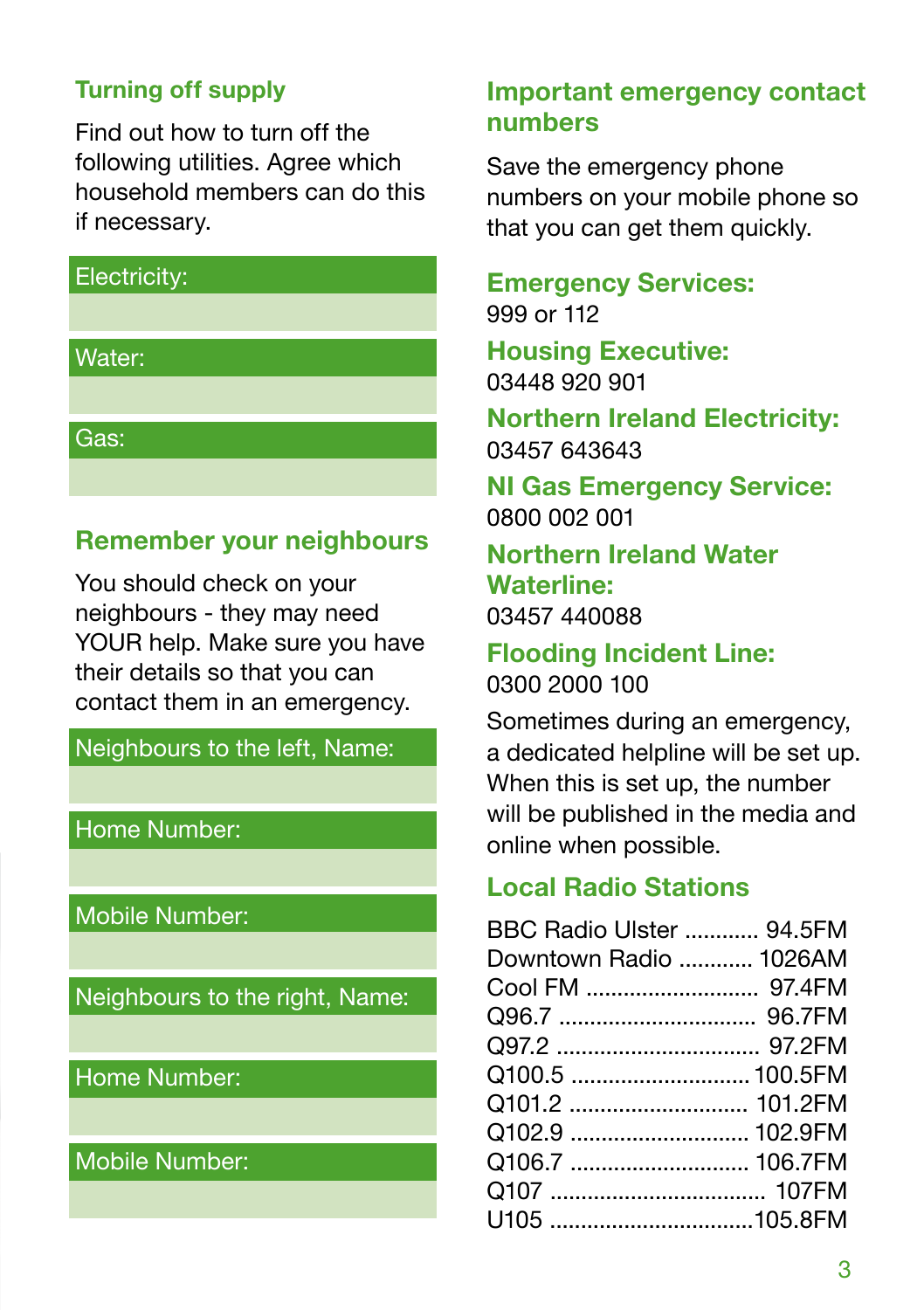## Turning off supply

Find out how to turn off the following utilities. Agree which household members can do this if necessary.

| Electricity: |
|---|
| |

| Water: |
|---|
| |

| Gas: |
|---|
| |

## Remember your neighbours

You should check on your neighbours - they may need YOUR help. Make sure you have their details so that you can contact them in an emergency.

| Neighbours to the left, Name: |
|---|
| |
| **Home Number:** |
| |
| **Mobile Number:** |
| |

| Neighbours to the right, Name: |
|---|
| |
| **Home Number:** |
| |
| **Mobile Number:** |
| |

## Important emergency contact numbers

Save the emergency phone numbers on your mobile phone so that you can get them quickly.

### Emergency Services:
999 or 112

### Housing Executive:
03448 920 901

### Northern Ireland Electricity:
03457 643643

### NI Gas Emergency Service:
0800 002 001

### Northern Ireland Water Waterline:
03457 440088

### Flooding Incident Line:
0300 2000 100

Sometimes during an emergency, a dedicated helpline will be set up. When this is set up, the number will be published in the media and online when possible.

## Local Radio Stations

BBC Radio Ulster ............ 94.5FM
Downtown Radio ............ 1026AM
Cool FM ............................ 97.4FM
Q96.7 ................................ 96.7FM
Q97.2 ................................ 97.2FM
Q100.5 ............................ 100.5FM
Q101.2 ............................ 101.2FM
Q102.9 ............................ 102.9FM
Q106.7 ............................ 106.7FM
Q107 .................................. 107FM
U105 ................................ 105.8FM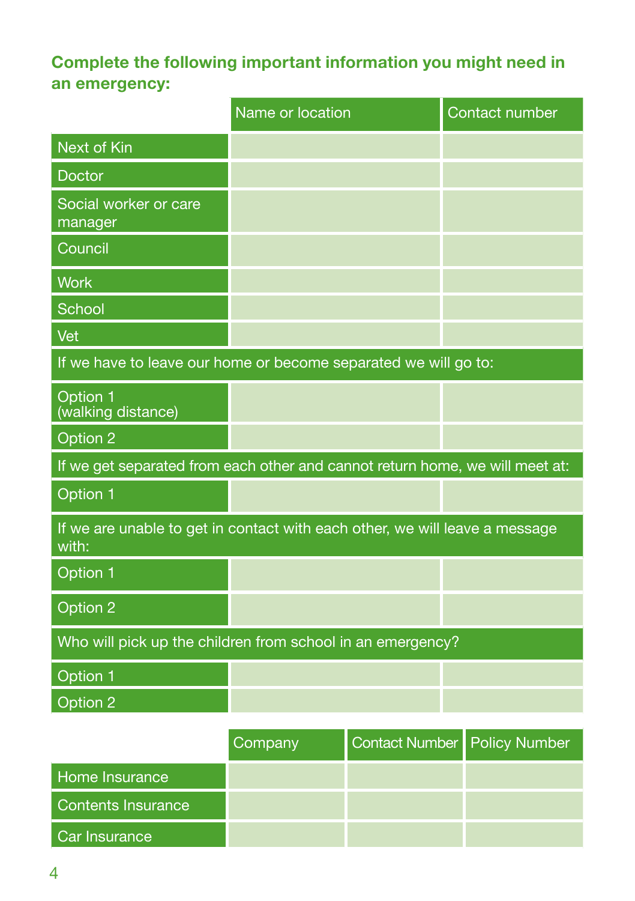**Complete the following important information you might need in an emergency:**

| | Name or location | Contact number |
|---|---|---|
| Next of Kin | | |
| Doctor | | |
| Social worker or care manager | | |
| Council | | |
| Work | | |
| School | | |
| Vet | | |
| If we have to leave our home or become separated we will go to: | | |
| Option 1 (walking distance) | | |
| Option 2 | | |
| If we get separated from each other and cannot return home, we will meet at: | | |
| Option 1 | | |
| If we are unable to get in contact with each other, we will leave a message with: | | |
| Option 1 | | |
| Option 2 | | |
| Who will pick up the children from school in an emergency? | | |
| Option 1 | | |
| Option 2 | | |

| | Company | Contact Number | Policy Number |
|---|---|---|---|
| Home Insurance | | | |
| Contents Insurance | | | |
| Car Insurance | | | |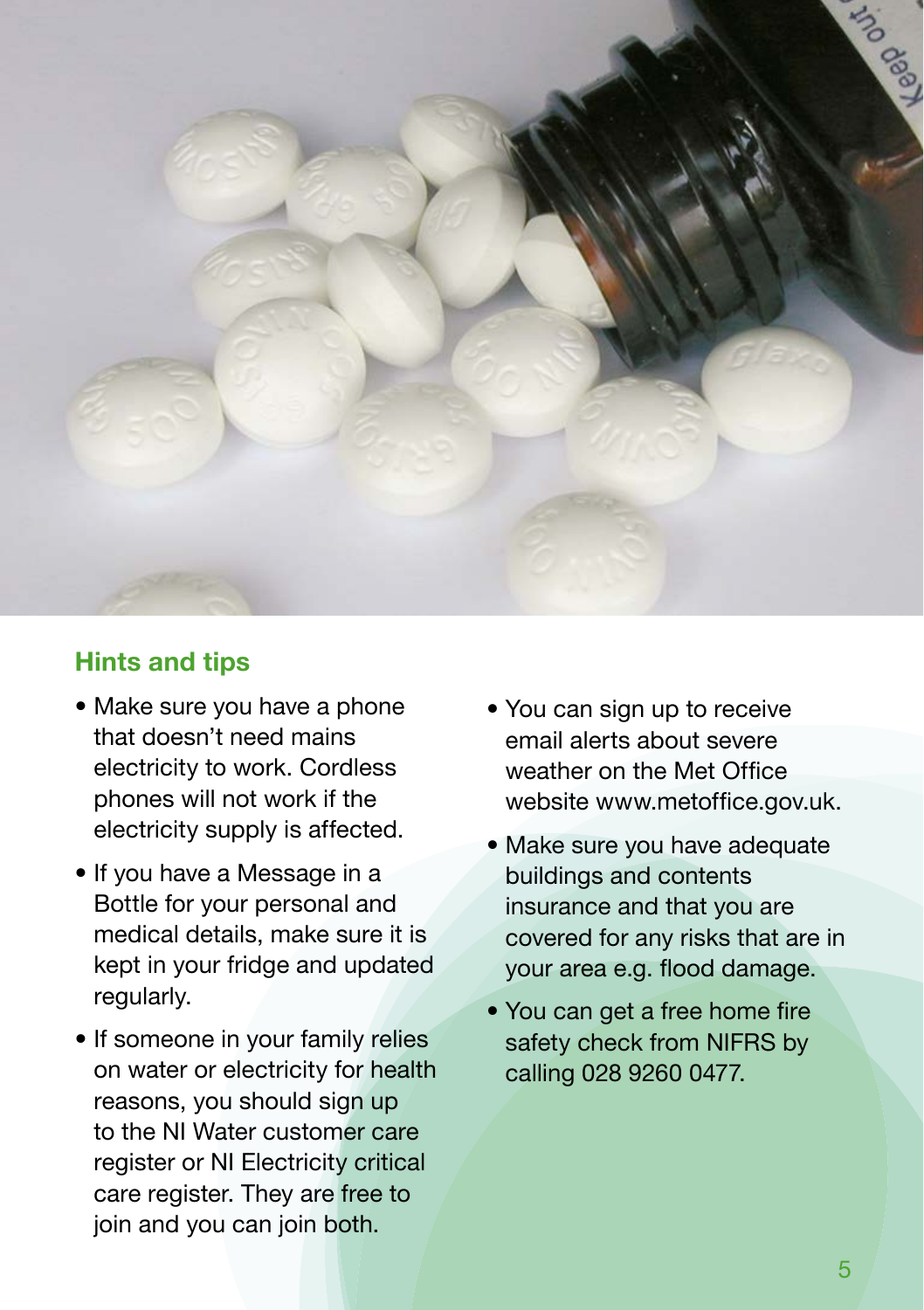## Hints and tips

- Make sure you have a phone that doesn't need mains electricity to work. Cordless phones will not work if the electricity supply is affected.
- If you have a Message in a Bottle for your personal and medical details, make sure it is kept in your fridge and updated regularly.
- If someone in your family relies on water or electricity for health reasons, you should sign up to the NI Water customer care register or NI Electricity critical care register. They are free to join and you can join both.
- You can sign up to receive email alerts about severe weather on the Met Office website www.metoffice.gov.uk.
- Make sure you have adequate buildings and contents insurance and that you are covered for any risks that are in your area e.g. flood damage.
- You can get a free home fire safety check from NIFRS by calling 028 9260 0477.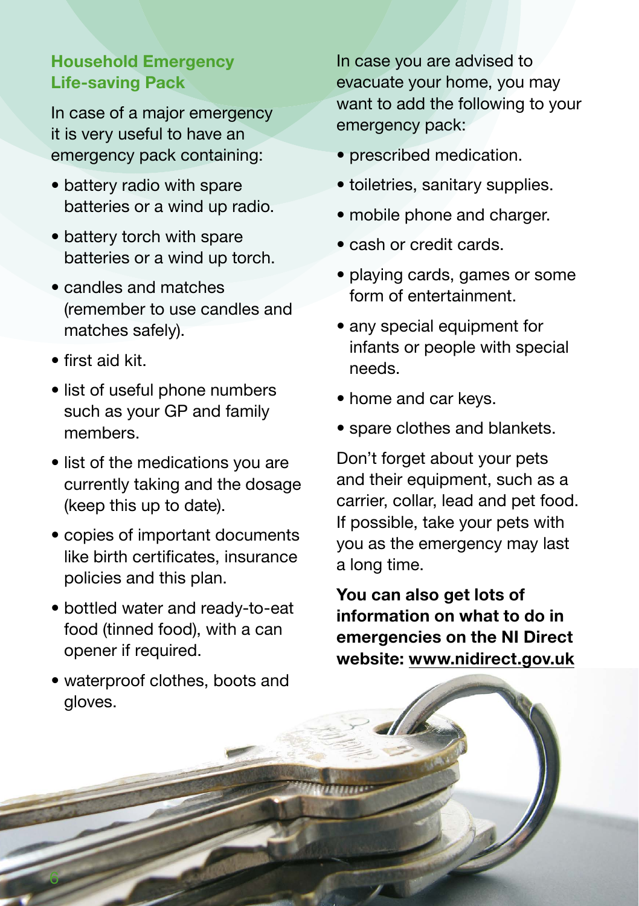## Household Emergency Life-saving Pack

In case of a major emergency it is very useful to have an emergency pack containing:

- battery radio with spare batteries or a wind up radio.
- battery torch with spare batteries or a wind up torch.
- candles and matches (remember to use candles and matches safely).
- first aid kit.
- list of useful phone numbers such as your GP and family members.
- list of the medications you are currently taking and the dosage (keep this up to date).
- copies of important documents like birth certificates, insurance policies and this plan.
- bottled water and ready-to-eat food (tinned food), with a can opener if required.
- waterproof clothes, boots and gloves.

In case you are advised to evacuate your home, you may want to add the following to your emergency pack:

- prescribed medication.
- toiletries, sanitary supplies.
- mobile phone and charger.
- cash or credit cards.
- playing cards, games or some form of entertainment.
- any special equipment for infants or people with special needs.
- home and car keys.
- spare clothes and blankets.

Don't forget about your pets and their equipment, such as a carrier, collar, lead and pet food. If possible, take your pets with you as the emergency may last a long time.

**You can also get lots of information on what to do in emergencies on the NI Direct website: www.nidirect.gov.uk**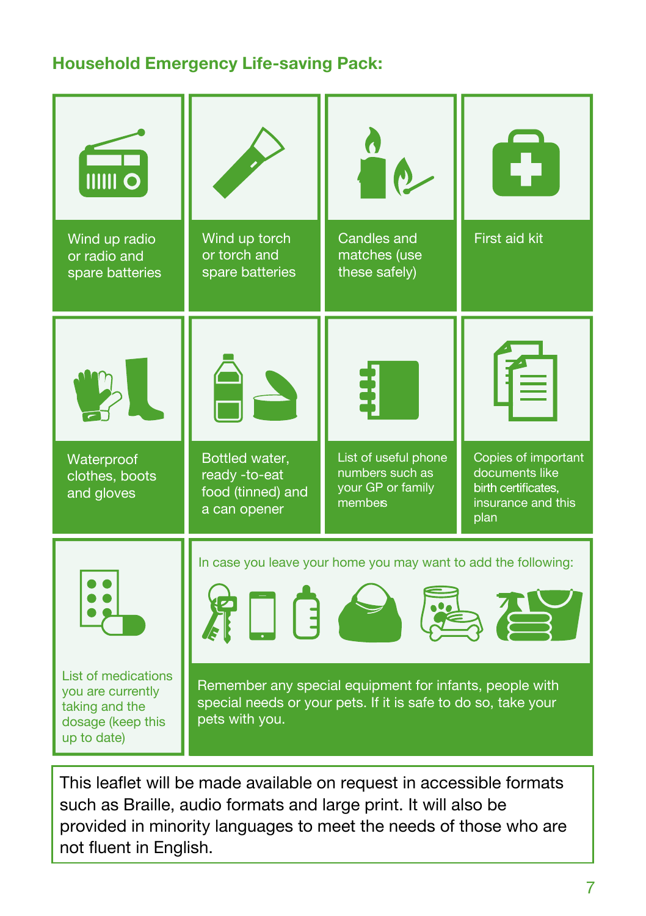## Household Emergency Life-saving Pack:

- Wind up radio or radio and spare batteries
- Wind up torch or torch and spare batteries
- Candles and matches (use these safely)
- First aid kit
- Waterproof clothes, boots and gloves
- Bottled water, ready -to-eat food (tinned) and a can opener
- List of useful phone numbers such as your GP or family members
- Copies of important documents like birth certificates, insurance and this plan
- List of medications you are currently taking and the dosage (keep this up to date)

In case you leave your home you may want to add the following:

Remember any special equipment for infants, people with special needs or your pets. If it is safe to do so, take your pets with you.

This leaflet will be made available on request in accessible formats such as Braille, audio formats and large print. It will also be provided in minority languages to meet the needs of those who are not fluent in English.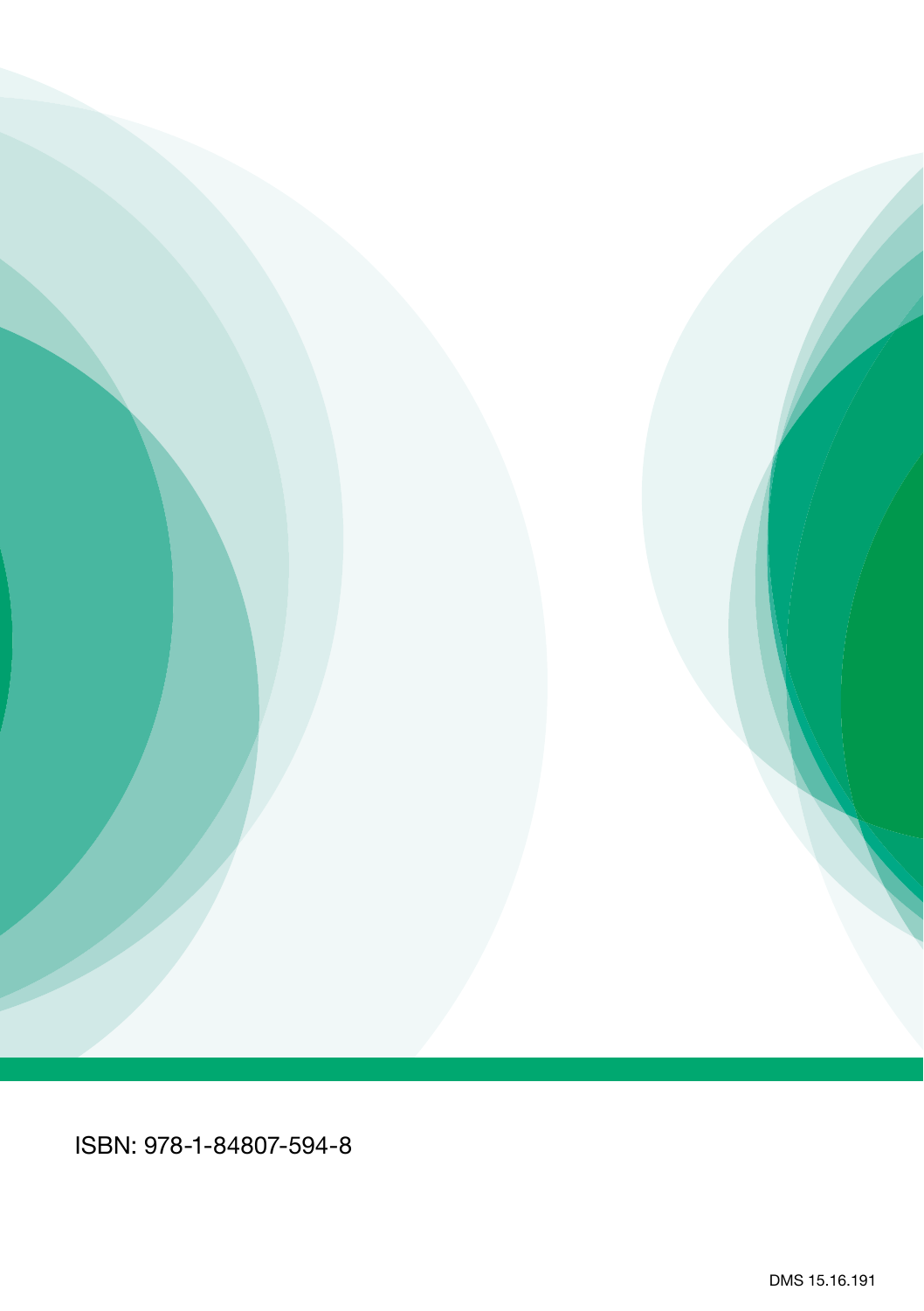ISBN: 978-1-84807-594-8

DMS 15.16.191